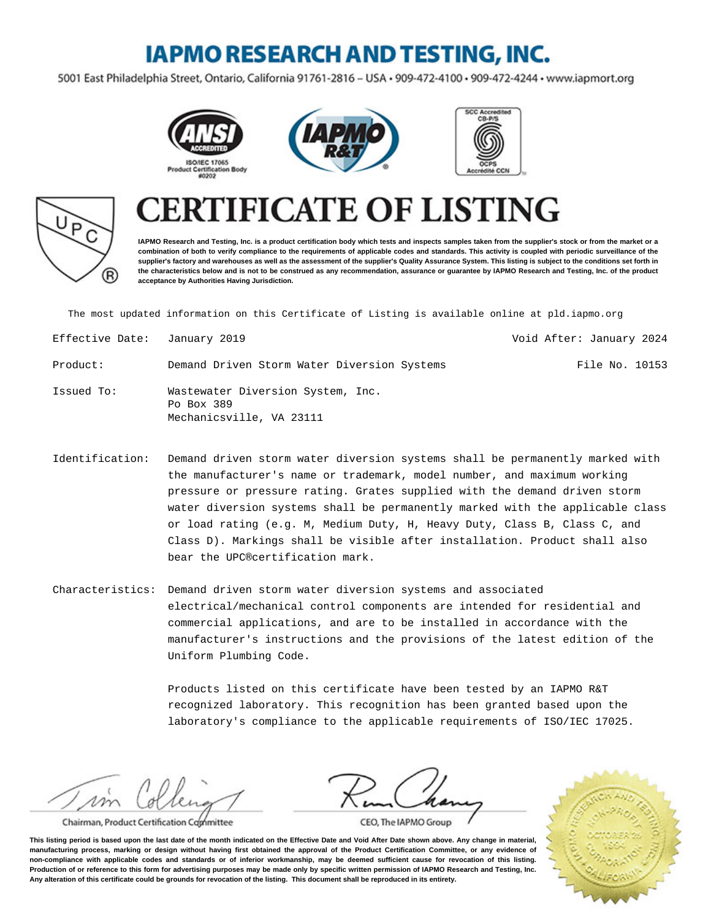# IAPMO RESEARCH AND TESTING, INC.

5001 East Philadelphia Street, Ontario, California 91761-2816 – USA • 909-472-4100 • 909-472-4244 • www.iapmort.org

ANSI ACCREDITED ISO/IEC 17065 Product Certification Body #0202

SCC Accredited CB-P/S OCPS Accrédité CCN

# CERTIFICATE OF LISTING

**IAPMO Research and Testing, Inc. is a product certification body which tests and inspects samples taken from the supplier's stock or from the market or a combination of both to verify compliance to the requirements of applicable codes and standards. This activity is coupled with periodic surveillance of the supplier's factory and warehouses as well as the assessment of the supplier's Quality Assurance System. This listing is subject to the conditions set forth in the characteristics below and is not to be construed as any recommendation, assurance or guarantee by IAPMO Research and Testing, Inc. of the product acceptance by Authorities Having Jurisdiction.**

The most updated information on this Certificate of Listing is available online at pld.iapmo.org

**Effective Date:** January 2019

**Void After:** January 2024

**Product:** Demand Driven Storm Water Diversion Systems

**File No.** 10153

**Issued To:** Wastewater Diversion System, Inc.
Po Box 389
Mechanicsville, VA 23111

**Identification:** Demand driven storm water diversion systems shall be permanently marked with the manufacturer's name or trademark, model number, and maximum working pressure or pressure rating. Grates supplied with the demand driven storm water diversion systems shall be permanently marked with the applicable class or load rating (e.g. M, Medium Duty, H, Heavy Duty, Class B, Class C, and Class D). Markings shall be visible after installation. Product shall also bear the UPC®certification mark.

**Characteristics:** Demand driven storm water diversion systems and associated electrical/mechanical control components are intended for residential and commercial applications, and are to be installed in accordance with the manufacturer's instructions and the provisions of the latest edition of the Uniform Plumbing Code.

Products listed on this certificate have been tested by an IAPMO R&T recognized laboratory. This recognition has been granted based upon the laboratory's compliance to the applicable requirements of ISO/IEC 17025.

Chairman, Product Certification Committee

CEO, The IAPMO Group

**This listing period is based upon the last date of the month indicated on the Effective Date and Void After Date shown above. Any change in material, manufacturing process, marking or design without having first obtained the approval of the Product Certification Committee, or any evidence of non-compliance with applicable codes and standards or of inferior workmanship, may be deemed sufficient cause for revocation of this listing. Production of or reference to this form for advertising purposes may be made only by specific written permission of IAPMO Research and Testing, Inc. Any alteration of this certificate could be grounds for revocation of the listing. This document shall be reproduced in its entirety.**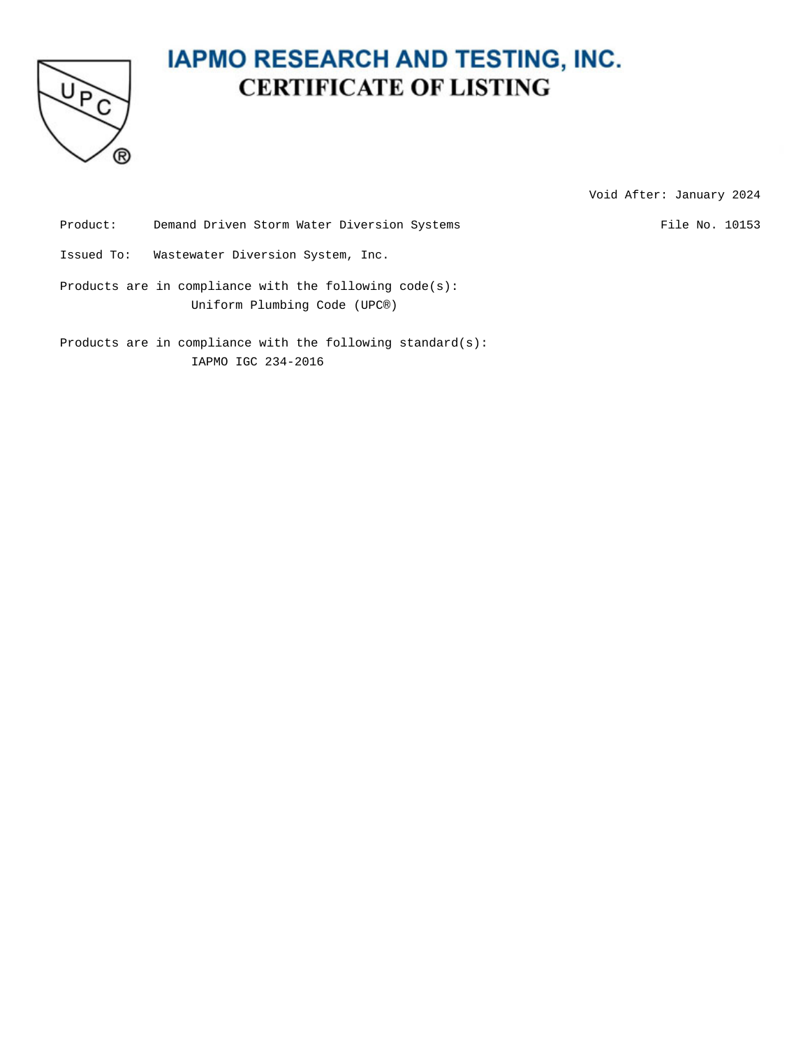# IAPMO RESEARCH AND TESTING, INC.

## CERTIFICATE OF LISTING

Void After: January 2024

Product: Demand Driven Storm Water Diversion Systems

File No. 10153

Issued To: Wastewater Diversion System, Inc.

Products are in compliance with the following code(s):

Uniform Plumbing Code (UPC®)

Products are in compliance with the following standard(s):

IAPMO IGC 234-2016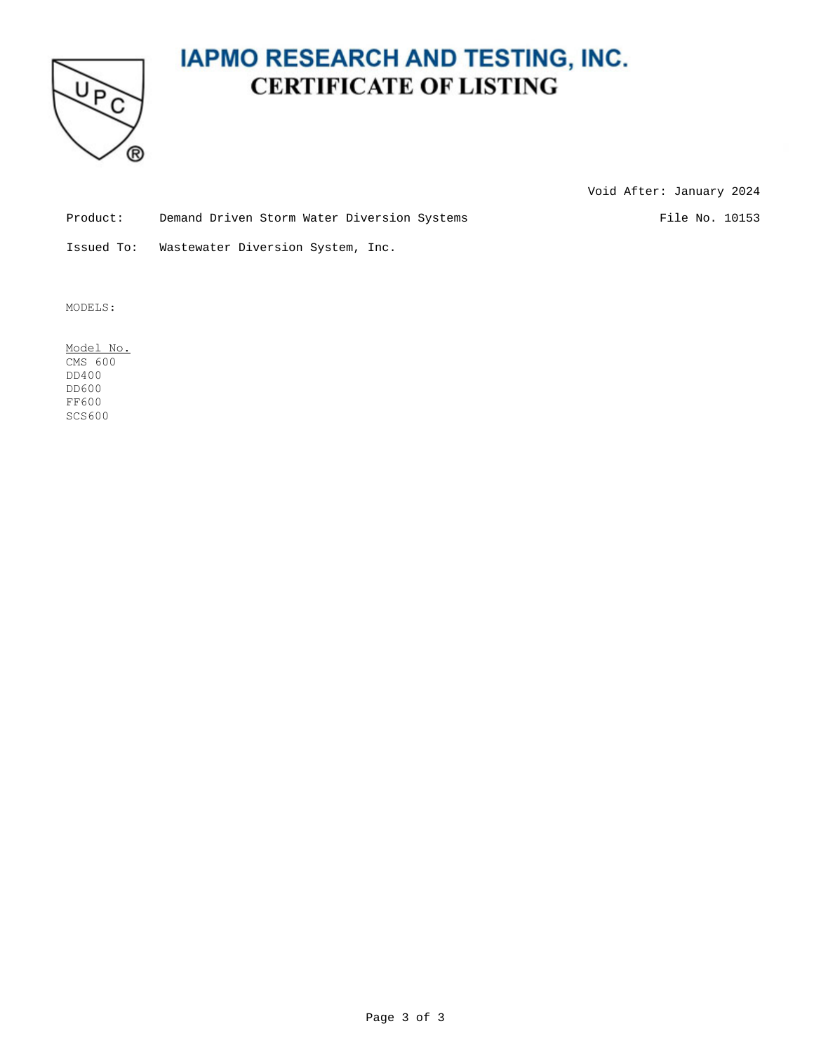# IAPMO RESEARCH AND TESTING, INC.

## CERTIFICATE OF LISTING

Void After: January 2024

Product: Demand Driven Storm Water Diversion Systems

File No. 10153

Issued To: Wastewater Diversion System, Inc.

MODELS:

| Model No. |
| --- |
| CMS 600 |
| DD400 |
| DD600 |
| FF600 |
| SCS600 |